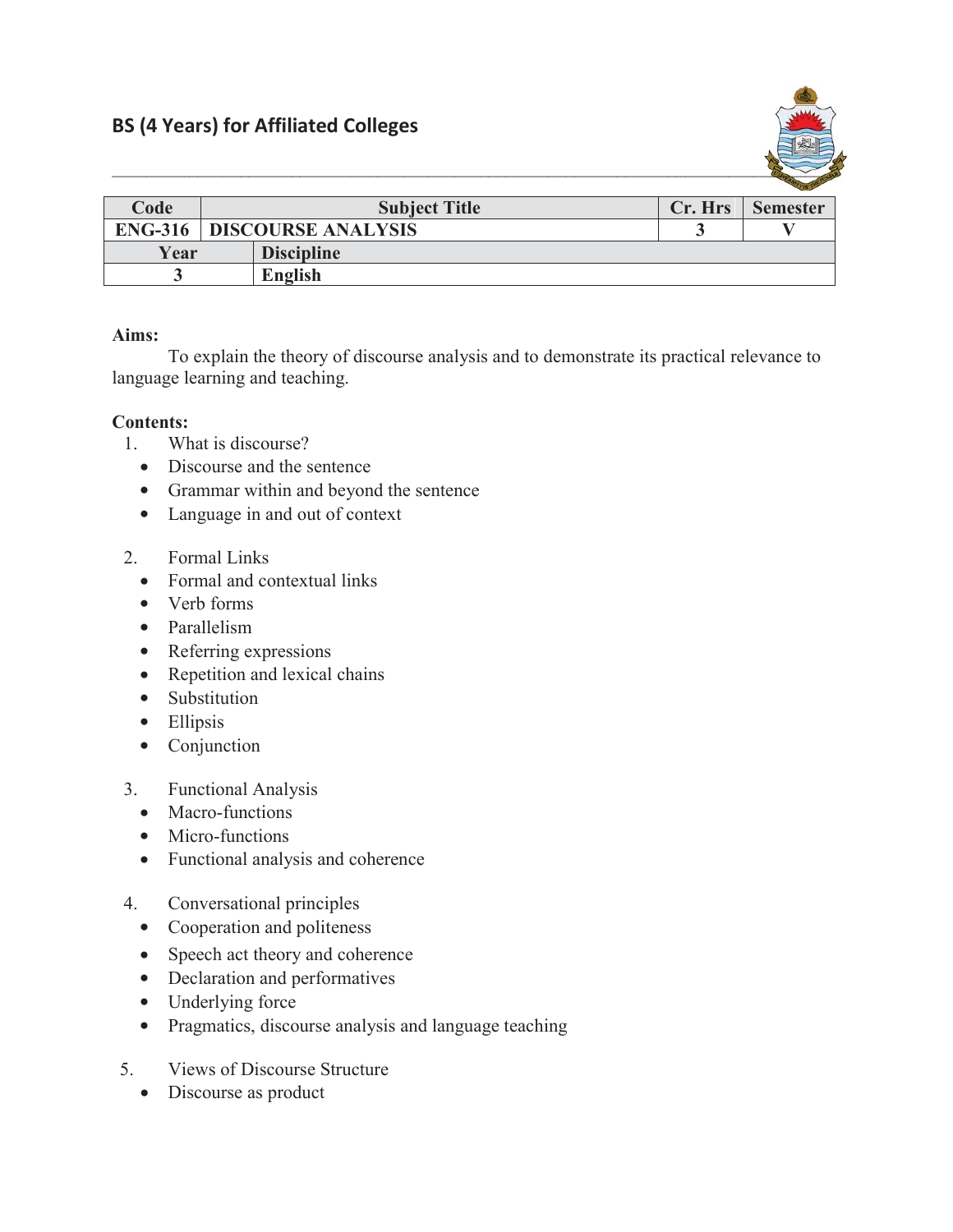## BS (4 Years) for Affiliated Colleges

| Code | Subject Title | | Cr. Hrs | Semester |
|---|---|---|---|---|
| ENG-316 | DISCOURSE ANALYSIS | | 3 | V |
| Year | | Discipline | | |
| 3 | | English | | |

**Aims:**

To explain the theory of discourse analysis and to demonstrate its practical relevance to language learning and teaching.

**Contents:**

1. What is discourse?
   - Discourse and the sentence
   - Grammar within and beyond the sentence
   - Language in and out of context

2. Formal Links
   - Formal and contextual links
   - Verb forms
   - Parallelism
   - Referring expressions
   - Repetition and lexical chains
   - Substitution
   - Ellipsis
   - Conjunction

3. Functional Analysis
   - Macro-functions
   - Micro-functions
   - Functional analysis and coherence

4. Conversational principles
   - Cooperation and politeness
   - Speech act theory and coherence
   - Declaration and performatives
   - Underlying force
   - Pragmatics, discourse analysis and language teaching

5. Views of Discourse Structure
   - Discourse as product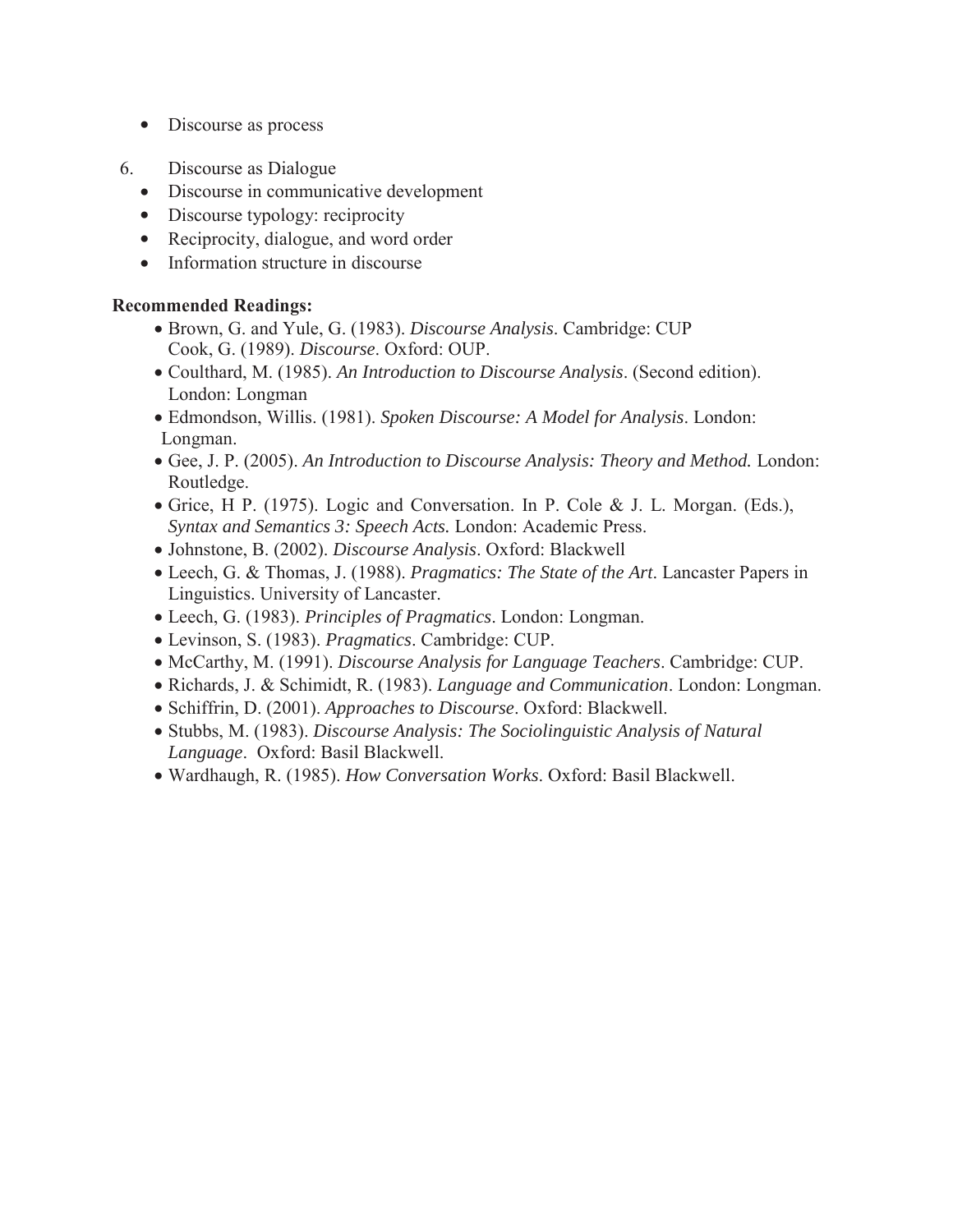- Discourse as process

6. Discourse as Dialogue
   - Discourse in communicative development
   - Discourse typology: reciprocity
   - Reciprocity, dialogue, and word order
   - Information structure in discourse

**Recommended Readings:**

- Brown, G. and Yule, G. (1983). *Discourse Analysis*. Cambridge: CUP
  Cook, G. (1989). *Discourse*. Oxford: OUP.
- Coulthard, M. (1985). *An Introduction to Discourse Analysis*. (Second edition). London: Longman
- Edmondson, Willis. (1981). *Spoken Discourse: A Model for Analysis*. London: Longman.
- Gee, J. P. (2005). *An Introduction to Discourse Analysis: Theory and Method.* London: Routledge.
- Grice, H P. (1975). Logic and Conversation. In P. Cole & J. L. Morgan. (Eds.), *Syntax and Semantics 3: Speech Acts.* London: Academic Press.
- Johnstone, B. (2002). *Discourse Analysis*. Oxford: Blackwell
- Leech, G. & Thomas, J. (1988). *Pragmatics: The State of the Art*. Lancaster Papers in Linguistics. University of Lancaster.
- Leech, G. (1983). *Principles of Pragmatics*. London: Longman.
- Levinson, S. (1983). *Pragmatics*. Cambridge: CUP.
- McCarthy, M. (1991). *Discourse Analysis for Language Teachers*. Cambridge: CUP.
- Richards, J. & Schimidt, R. (1983). *Language and Communication*. London: Longman.
- Schiffrin, D. (2001). *Approaches to Discourse*. Oxford: Blackwell.
- Stubbs, M. (1983). *Discourse Analysis: The Sociolinguistic Analysis of Natural Language*. Oxford: Basil Blackwell.
- Wardhaugh, R. (1985). *How Conversation Works*. Oxford: Basil Blackwell.